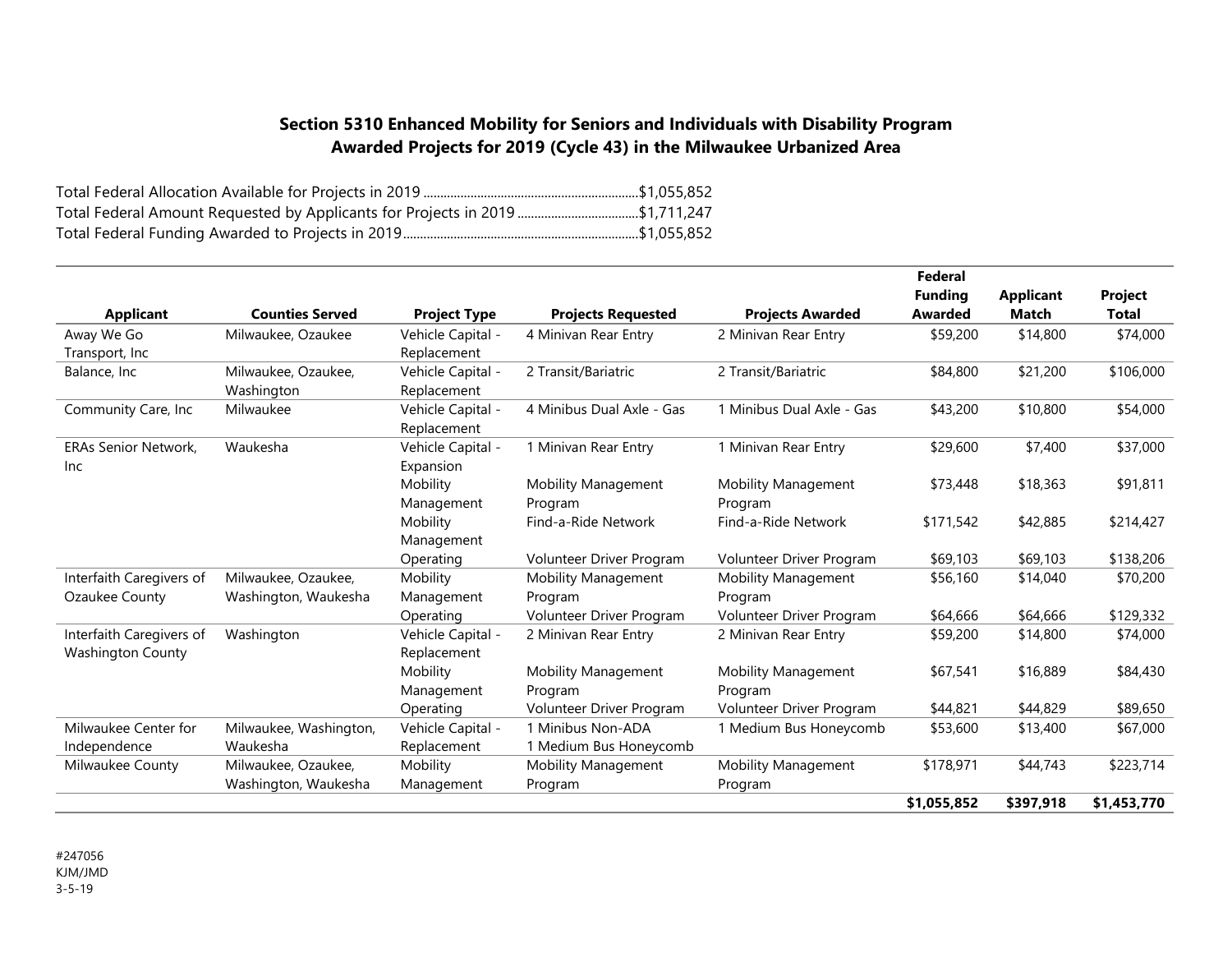## Section 5310 Enhanced Mobility for Seniors and Individuals with Disability Program
## Awarded Projects for 2019 (Cycle 43) in the Milwaukee Urbanized Area

Total Federal Allocation Available for Projects in 2019 ..........$1,055,852
Total Federal Amount Requested by Applicants for Projects in 2019 ..........$1,711,247
Total Federal Funding Awarded to Projects in 2019..........$1,055,852

| Applicant | Counties Served | Project Type | Projects Requested | Projects Awarded | Federal Funding Awarded | Applicant Match | Project Total |
|---|---|---|---|---|---|---|---|
| Away We Go Transport, Inc | Milwaukee, Ozaukee | Vehicle Capital - Replacement | 4 Minivan Rear Entry | 2 Minivan Rear Entry | $59,200 | $14,800 | $74,000 |
| Balance, Inc | Milwaukee, Ozaukee, Washington | Vehicle Capital - Replacement | 2 Transit/Bariatric | 2 Transit/Bariatric | $84,800 | $21,200 | $106,000 |
| Community Care, Inc | Milwaukee | Vehicle Capital - Replacement | 4 Minibus Dual Axle - Gas | 1 Minibus Dual Axle - Gas | $43,200 | $10,800 | $54,000 |
| ERAs Senior Network, Inc | Waukesha | Vehicle Capital - Expansion | 1 Minivan Rear Entry | 1 Minivan Rear Entry | $29,600 | $7,400 | $37,000 |
| | | Mobility Management | Mobility Management Program | Mobility Management Program | $73,448 | $18,363 | $91,811 |
| | | Mobility Management | Find-a-Ride Network | Find-a-Ride Network | $171,542 | $42,885 | $214,427 |
| | | Operating | Volunteer Driver Program | Volunteer Driver Program | $69,103 | $69,103 | $138,206 |
| Interfaith Caregivers of Ozaukee County | Milwaukee, Ozaukee, Washington, Waukesha | Mobility Management | Mobility Management Program | Mobility Management Program | $56,160 | $14,040 | $70,200 |
| | | Operating | Volunteer Driver Program | Volunteer Driver Program | $64,666 | $64,666 | $129,332 |
| Interfaith Caregivers of Washington County | Washington | Vehicle Capital - Replacement | 2 Minivan Rear Entry | 2 Minivan Rear Entry | $59,200 | $14,800 | $74,000 |
| | | Mobility Management | Mobility Management Program | Mobility Management Program | $67,541 | $16,889 | $84,430 |
| | | Operating | Volunteer Driver Program | Volunteer Driver Program | $44,821 | $44,829 | $89,650 |
| Milwaukee Center for Independence | Milwaukee, Washington, Waukesha | Vehicle Capital - Replacement | 1 Minibus Non-ADA<br>1 Medium Bus Honeycomb | 1 Medium Bus Honeycomb | $53,600 | $13,400 | $67,000 |
| Milwaukee County | Milwaukee, Ozaukee, Washington, Waukesha | Mobility Management | Mobility Management Program | Mobility Management Program | $178,971 | $44,743 | $223,714 |
| | | | | | **$1,055,852** | **$397,918** | **$1,453,770** |

#247056
KJM/JMD
3-5-19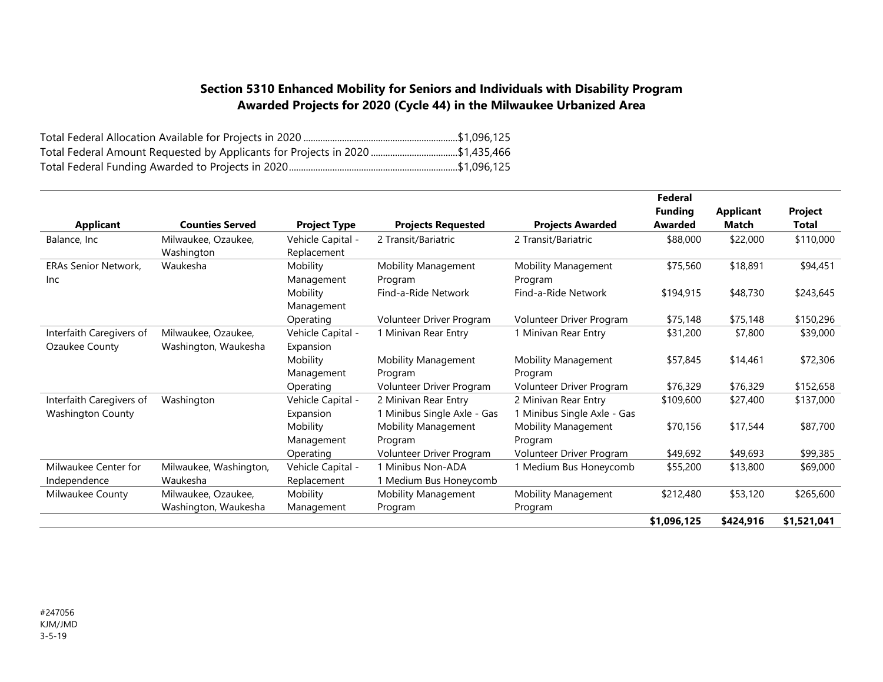## Section 5310 Enhanced Mobility for Seniors and Individuals with Disability Program Awarded Projects for 2020 (Cycle 44) in the Milwaukee Urbanized Area

Total Federal Allocation Available for Projects in 2020 ................................................................$1,096,125
Total Federal Amount Requested by Applicants for Projects in 2020 ....................................$1,435,466
Total Federal Funding Awarded to Projects in 2020......................................................................$1,096,125

| Applicant | Counties Served | Project Type | Projects Requested | Projects Awarded | Federal Funding Awarded | Applicant Match | Project Total |
|---|---|---|---|---|---|---|---|
| Balance, Inc | Milwaukee, Ozaukee, Washington | Vehicle Capital - Replacement | 2 Transit/Bariatric | 2 Transit/Bariatric | $88,000 | $22,000 | $110,000 |
| ERAs Senior Network, Inc | Waukesha | Mobility Management | Mobility Management Program | Mobility Management Program | $75,560 | $18,891 | $94,451 |
| | | Mobility Management | Find-a-Ride Network | Find-a-Ride Network | $194,915 | $48,730 | $243,645 |
| | | Operating | Volunteer Driver Program | Volunteer Driver Program | $75,148 | $75,148 | $150,296 |
| Interfaith Caregivers of Ozaukee County | Milwaukee, Ozaukee, Washington, Waukesha | Vehicle Capital - Expansion | 1 Minivan Rear Entry | 1 Minivan Rear Entry | $31,200 | $7,800 | $39,000 |
| | | Mobility Management | Mobility Management Program | Mobility Management Program | $57,845 | $14,461 | $72,306 |
| | | Operating | Volunteer Driver Program | Volunteer Driver Program | $76,329 | $76,329 | $152,658 |
| Interfaith Caregivers of Washington County | Washington | Vehicle Capital - Expansion | 2 Minivan Rear Entry<br>1 Minibus Single Axle - Gas | 2 Minivan Rear Entry<br>1 Minibus Single Axle - Gas | $109,600 | $27,400 | $137,000 |
| | | Mobility Management | Mobility Management Program | Mobility Management Program | $70,156 | $17,544 | $87,700 |
| | | Operating | Volunteer Driver Program | Volunteer Driver Program | $49,692 | $49,693 | $99,385 |
| Milwaukee Center for Independence | Milwaukee, Washington, Waukesha | Vehicle Capital - Replacement | 1 Minibus Non-ADA<br>1 Medium Bus Honeycomb | 1 Medium Bus Honeycomb | $55,200 | $13,800 | $69,000 |
| Milwaukee County | Milwaukee, Ozaukee, Washington, Waukesha | Mobility Management | Mobility Management Program | Mobility Management Program | $212,480 | $53,120 | $265,600 |
| | | | | | **$1,096,125** | **$424,916** | **$1,521,041** |

#247056
KJM/JMD
3-5-19